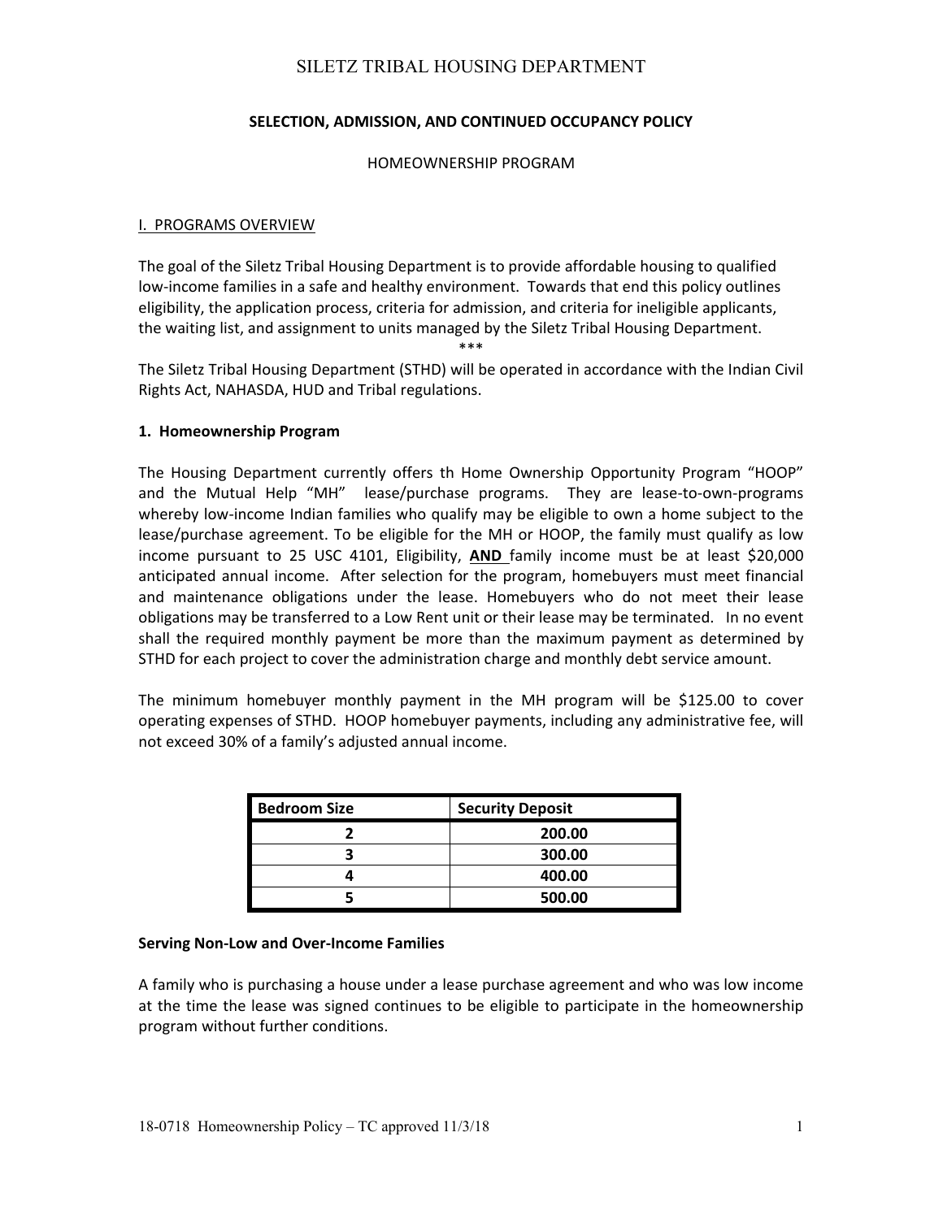# SILETZ TRIBAL HOUSING DEPARTMENT

## SELECTION, ADMISSION, AND CONTINUED OCCUPANCY POLICY

HOMEOWNERSHIP PROGRAM

### I. PROGRAMS OVERVIEW

The goal of the Siletz Tribal Housing Department is to provide affordable housing to qualified low-income families in a safe and healthy environment. Towards that end this policy outlines eligibility, the application process, criteria for admission, and criteria for ineligible applicants, the waiting list, and assignment to units managed by the Siletz Tribal Housing Department.

***

The Siletz Tribal Housing Department (STHD) will be operated in accordance with the Indian Civil Rights Act, NAHASDA, HUD and Tribal regulations.

### 1. Homeownership Program

The Housing Department currently offers th Home Ownership Opportunity Program "HOOP" and the Mutual Help "MH" lease/purchase programs. They are lease-to-own-programs whereby low-income Indian families who qualify may be eligible to own a home subject to the lease/purchase agreement. To be eligible for the MH or HOOP, the family must qualify as low income pursuant to 25 USC 4101, Eligibility, **AND** family income must be at least $20,000 anticipated annual income. After selection for the program, homebuyers must meet financial and maintenance obligations under the lease. Homebuyers who do not meet their lease obligations may be transferred to a Low Rent unit or their lease may be terminated. In no event shall the required monthly payment be more than the maximum payment as determined by STHD for each project to cover the administration charge and monthly debt service amount.

The minimum homebuyer monthly payment in the MH program will be $125.00 to cover operating expenses of STHD. HOOP homebuyer payments, including any administrative fee, will not exceed 30% of a family's adjusted annual income.

| Bedroom Size | Security Deposit |
|---|---|
| 2 | 200.00 |
| 3 | 300.00 |
| 4 | 400.00 |
| 5 | 500.00 |

**Serving Non-Low and Over-Income Families**

A family who is purchasing a house under a lease purchase agreement and who was low income at the time the lease was signed continues to be eligible to participate in the homeownership program without further conditions.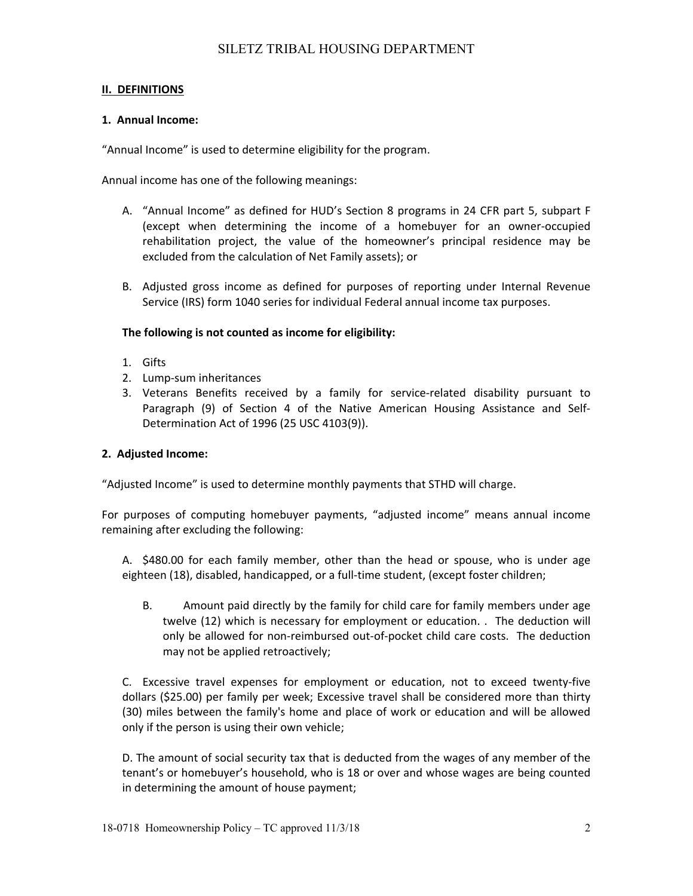## II. DEFINITIONS

### 1. Annual Income:

"Annual Income" is used to determine eligibility for the program.

Annual income has one of the following meanings:

A. "Annual Income" as defined for HUD's Section 8 programs in 24 CFR part 5, subpart F (except when determining the income of a homebuyer for an owner-occupied rehabilitation project, the value of the homeowner's principal residence may be excluded from the calculation of Net Family assets); or

B. Adjusted gross income as defined for purposes of reporting under Internal Revenue Service (IRS) form 1040 series for individual Federal annual income tax purposes.

**The following is not counted as income for eligibility:**

1. Gifts
2. Lump-sum inheritances
3. Veterans Benefits received by a family for service-related disability pursuant to Paragraph (9) of Section 4 of the Native American Housing Assistance and Self-Determination Act of 1996 (25 USC 4103(9)).

### 2. Adjusted Income:

"Adjusted Income" is used to determine monthly payments that STHD will charge.

For purposes of computing homebuyer payments, "adjusted income" means annual income remaining after excluding the following:

A. $480.00 for each family member, other than the head or spouse, who is under age eighteen (18), disabled, handicapped, or a full-time student, (except foster children;

B. Amount paid directly by the family for child care for family members under age twelve (12) which is necessary for employment or education. . The deduction will only be allowed for non-reimbursed out-of-pocket child care costs. The deduction may not be applied retroactively;

C. Excessive travel expenses for employment or education, not to exceed twenty-five dollars ($25.00) per family per week; Excessive travel shall be considered more than thirty (30) miles between the family's home and place of work or education and will be allowed only if the person is using their own vehicle;

D. The amount of social security tax that is deducted from the wages of any member of the tenant's or homebuyer's household, who is 18 or over and whose wages are being counted in determining the amount of house payment;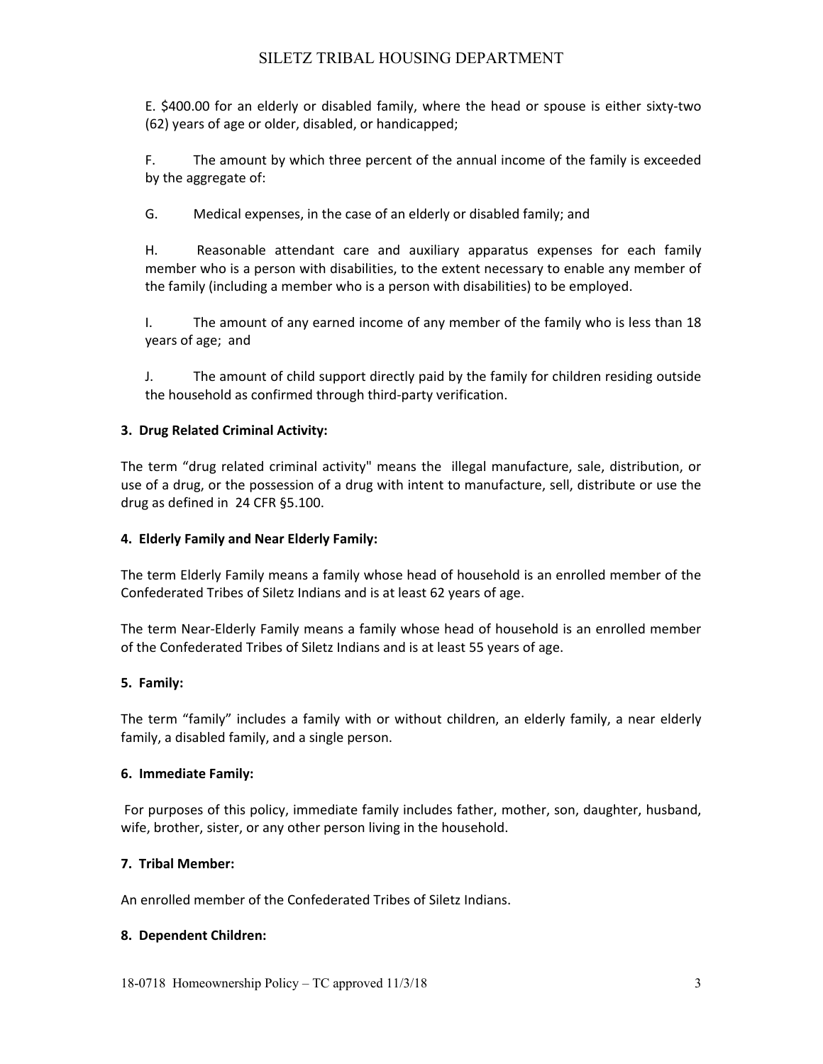E. $400.00 for an elderly or disabled family, where the head or spouse is either sixty-two (62) years of age or older, disabled, or handicapped;

F. The amount by which three percent of the annual income of the family is exceeded by the aggregate of:

G. Medical expenses, in the case of an elderly or disabled family; and

H. Reasonable attendant care and auxiliary apparatus expenses for each family member who is a person with disabilities, to the extent necessary to enable any member of the family (including a member who is a person with disabilities) to be employed.

I. The amount of any earned income of any member of the family who is less than 18 years of age; and

J. The amount of child support directly paid by the family for children residing outside the household as confirmed through third-party verification.

**3. Drug Related Criminal Activity:**

The term "drug related criminal activity" means the illegal manufacture, sale, distribution, or use of a drug, or the possession of a drug with intent to manufacture, sell, distribute or use the drug as defined in 24 CFR §5.100.

**4. Elderly Family and Near Elderly Family:**

The term Elderly Family means a family whose head of household is an enrolled member of the Confederated Tribes of Siletz Indians and is at least 62 years of age.

The term Near-Elderly Family means a family whose head of household is an enrolled member of the Confederated Tribes of Siletz Indians and is at least 55 years of age.

**5. Family:**

The term "family" includes a family with or without children, an elderly family, a near elderly family, a disabled family, and a single person.

**6. Immediate Family:**

For purposes of this policy, immediate family includes father, mother, son, daughter, husband, wife, brother, sister, or any other person living in the household.

**7. Tribal Member:**

An enrolled member of the Confederated Tribes of Siletz Indians.

**8. Dependent Children:**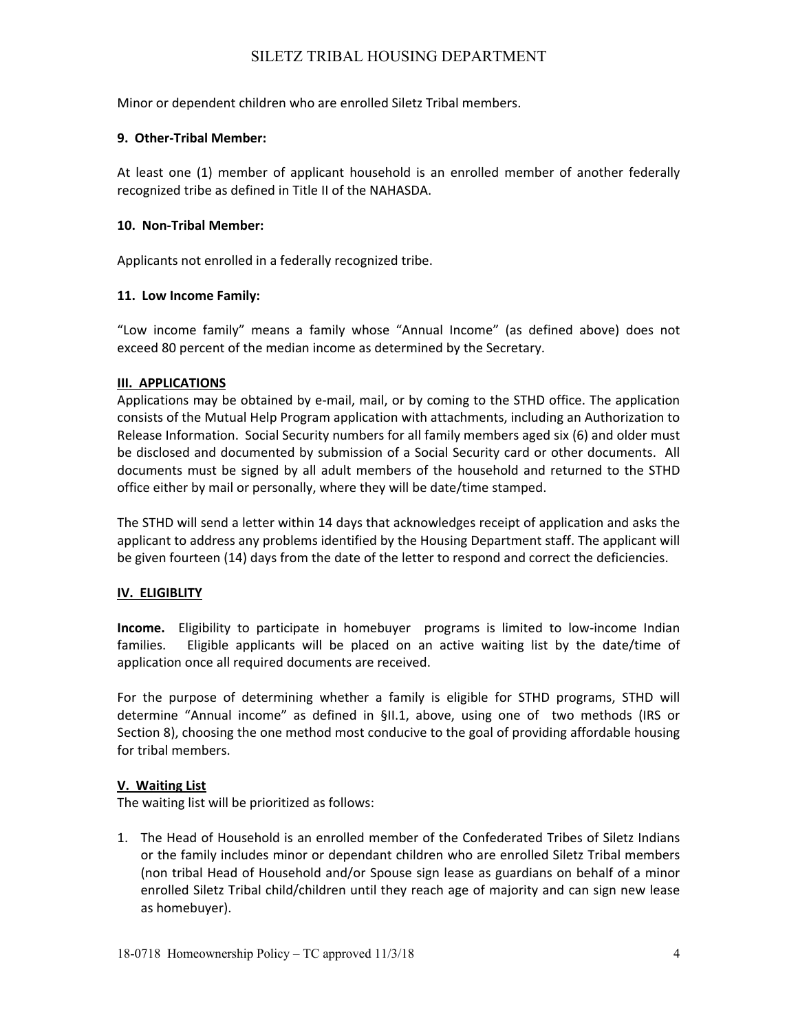Minor or dependent children who are enrolled Siletz Tribal members.

**9. Other-Tribal Member:**

At least one (1) member of applicant household is an enrolled member of another federally recognized tribe as defined in Title II of the NAHASDA.

**10. Non-Tribal Member:**

Applicants not enrolled in a federally recognized tribe.

**11. Low Income Family:**

"Low income family" means a family whose "Annual Income" (as defined above) does not exceed 80 percent of the median income as determined by the Secretary.

## III. APPLICATIONS

Applications may be obtained by e-mail, mail, or by coming to the STHD office. The application consists of the Mutual Help Program application with attachments, including an Authorization to Release Information. Social Security numbers for all family members aged six (6) and older must be disclosed and documented by submission of a Social Security card or other documents. All documents must be signed by all adult members of the household and returned to the STHD office either by mail or personally, where they will be date/time stamped.

The STHD will send a letter within 14 days that acknowledges receipt of application and asks the applicant to address any problems identified by the Housing Department staff. The applicant will be given fourteen (14) days from the date of the letter to respond and correct the deficiencies.

## IV. ELIGIBLITY

**Income.** Eligibility to participate in homebuyer programs is limited to low-income Indian families. Eligible applicants will be placed on an active waiting list by the date/time of application once all required documents are received.

For the purpose of determining whether a family is eligible for STHD programs, STHD will determine "Annual income" as defined in §II.1, above, using one of two methods (IRS or Section 8), choosing the one method most conducive to the goal of providing affordable housing for tribal members.

## V. Waiting List

The waiting list will be prioritized as follows:

1. The Head of Household is an enrolled member of the Confederated Tribes of Siletz Indians or the family includes minor or dependant children who are enrolled Siletz Tribal members (non tribal Head of Household and/or Spouse sign lease as guardians on behalf of a minor enrolled Siletz Tribal child/children until they reach age of majority and can sign new lease as homebuyer).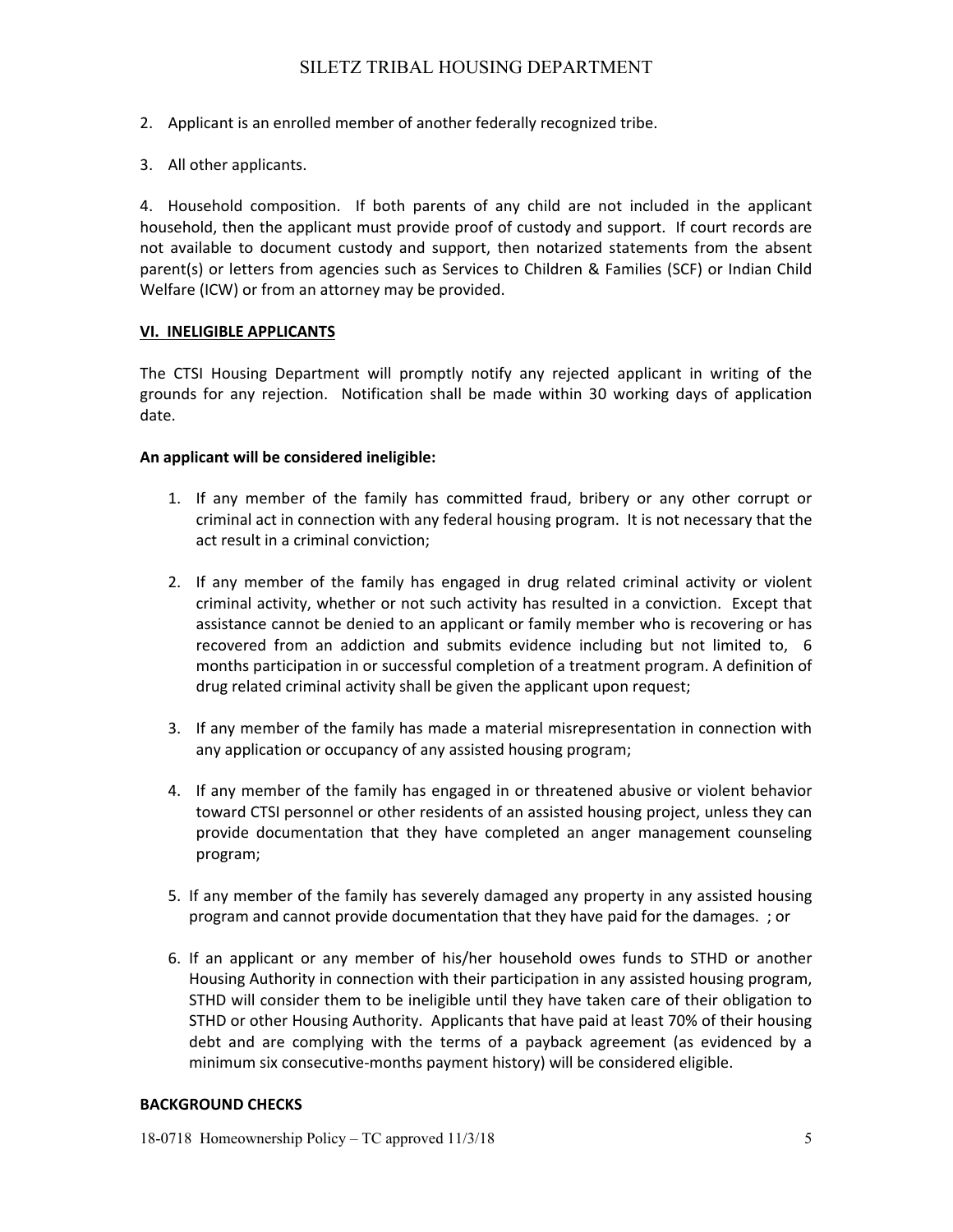2. Applicant is an enrolled member of another federally recognized tribe.

3. All other applicants.

4. Household composition. If both parents of any child are not included in the applicant household, then the applicant must provide proof of custody and support. If court records are not available to document custody and support, then notarized statements from the absent parent(s) or letters from agencies such as Services to Children & Families (SCF) or Indian Child Welfare (ICW) or from an attorney may be provided.

## VI. INELIGIBLE APPLICANTS

The CTSI Housing Department will promptly notify any rejected applicant in writing of the grounds for any rejection. Notification shall be made within 30 working days of application date.

**An applicant will be considered ineligible:**

1. If any member of the family has committed fraud, bribery or any other corrupt or criminal act in connection with any federal housing program. It is not necessary that the act result in a criminal conviction;

2. If any member of the family has engaged in drug related criminal activity or violent criminal activity, whether or not such activity has resulted in a conviction. Except that assistance cannot be denied to an applicant or family member who is recovering or has recovered from an addiction and submits evidence including but not limited to, 6 months participation in or successful completion of a treatment program. A definition of drug related criminal activity shall be given the applicant upon request;

3. If any member of the family has made a material misrepresentation in connection with any application or occupancy of any assisted housing program;

4. If any member of the family has engaged in or threatened abusive or violent behavior toward CTSI personnel or other residents of an assisted housing project, unless they can provide documentation that they have completed an anger management counseling program;

5. If any member of the family has severely damaged any property in any assisted housing program and cannot provide documentation that they have paid for the damages. ; or

6. If an applicant or any member of his/her household owes funds to STHD or another Housing Authority in connection with their participation in any assisted housing program, STHD will consider them to be ineligible until they have taken care of their obligation to STHD or other Housing Authority. Applicants that have paid at least 70% of their housing debt and are complying with the terms of a payback agreement (as evidenced by a minimum six consecutive-months payment history) will be considered eligible.

**BACKGROUND CHECKS**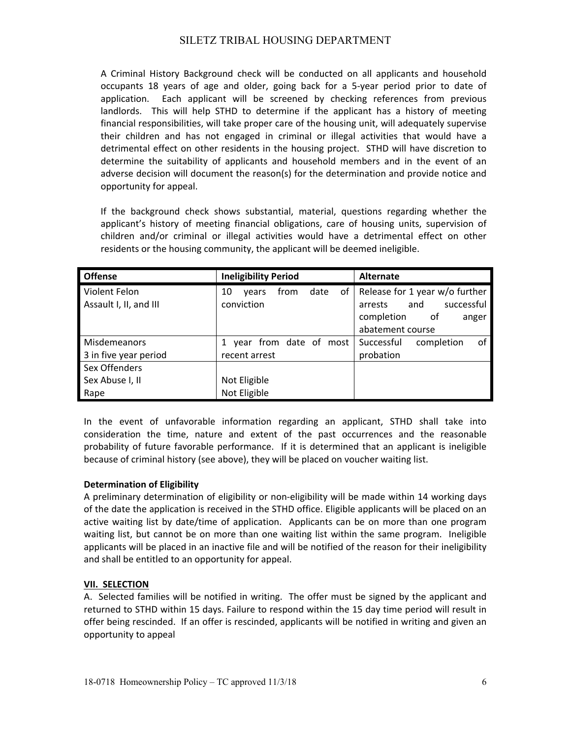A Criminal History Background check will be conducted on all applicants and household occupants 18 years of age and older, going back for a 5-year period prior to date of application. Each applicant will be screened by checking references from previous landlords. This will help STHD to determine if the applicant has a history of meeting financial responsibilities, will take proper care of the housing unit, will adequately supervise their children and has not engaged in criminal or illegal activities that would have a detrimental effect on other residents in the housing project. STHD will have discretion to determine the suitability of applicants and household members and in the event of an adverse decision will document the reason(s) for the determination and provide notice and opportunity for appeal.

If the background check shows substantial, material, questions regarding whether the applicant's history of meeting financial obligations, care of housing units, supervision of children and/or criminal or illegal activities would have a detrimental effect on other residents or the housing community, the applicant will be deemed ineligible.

| Offense | Ineligibility Period | Alternate |
|---|---|---|
| Violent Felon<br>Assault I, II, and III | 10 years from date of conviction | Release for 1 year w/o further arrests and successful completion of anger abatement course |
| Misdemeanors<br>3 in five year period | 1 year from date of most recent arrest | Successful completion of probation |
| Sex Offenders<br>Sex Abuse I, II<br>Rape | <br>Not Eligible<br>Not Eligible | |

In the event of unfavorable information regarding an applicant, STHD shall take into consideration the time, nature and extent of the past occurrences and the reasonable probability of future favorable performance. If it is determined that an applicant is ineligible because of criminal history (see above), they will be placed on voucher waiting list.

**Determination of Eligibility**

A preliminary determination of eligibility or non-eligibility will be made within 14 working days of the date the application is received in the STHD office. Eligible applicants will be placed on an active waiting list by date/time of application. Applicants can be on more than one program waiting list, but cannot be on more than one waiting list within the same program. Ineligible applicants will be placed in an inactive file and will be notified of the reason for their ineligibility and shall be entitled to an opportunity for appeal.

## VII. SELECTION

A. Selected families will be notified in writing. The offer must be signed by the applicant and returned to STHD within 15 days. Failure to respond within the 15 day time period will result in offer being rescinded. If an offer is rescinded, applicants will be notified in writing and given an opportunity to appeal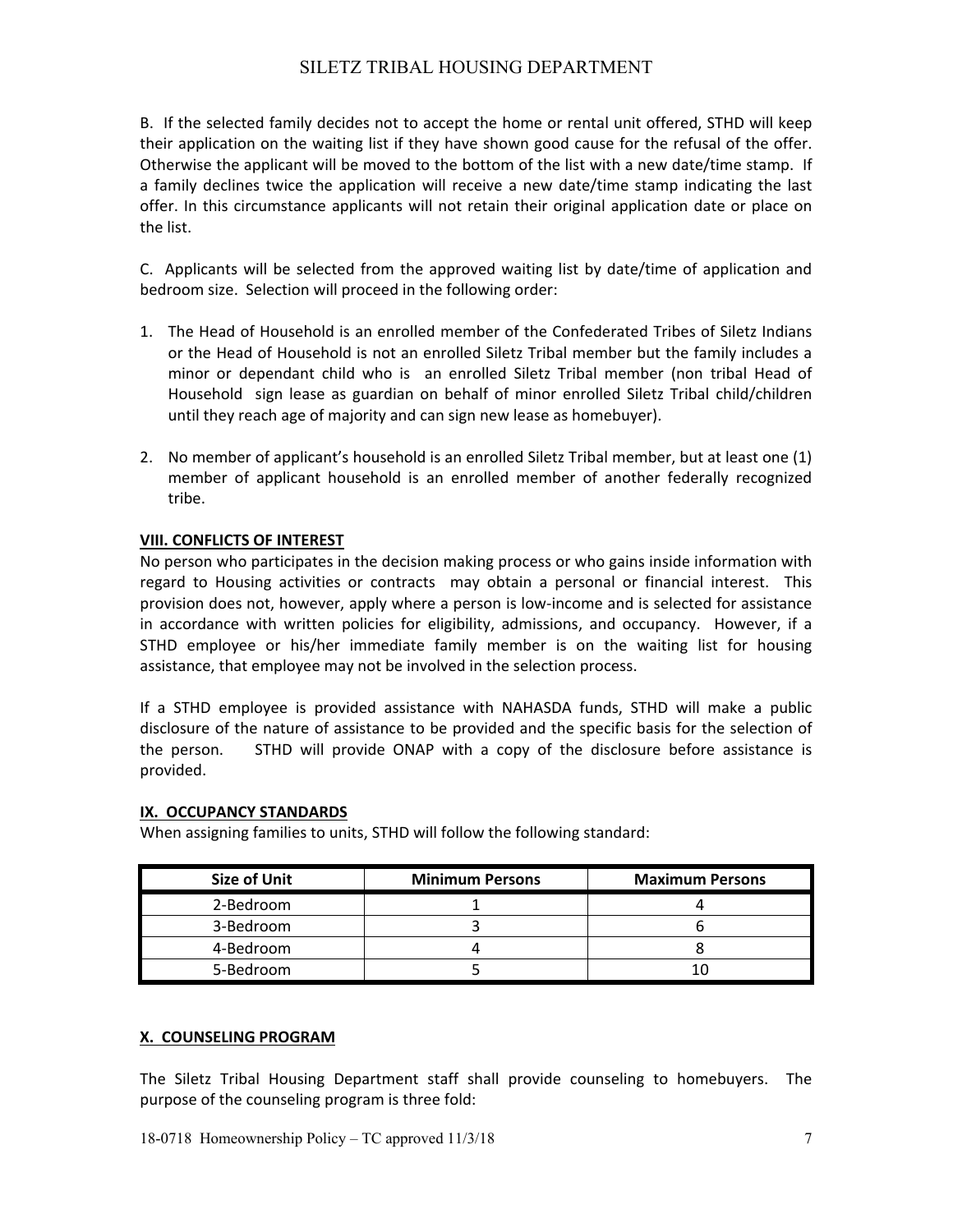B. If the selected family decides not to accept the home or rental unit offered, STHD will keep their application on the waiting list if they have shown good cause for the refusal of the offer. Otherwise the applicant will be moved to the bottom of the list with a new date/time stamp. If a family declines twice the application will receive a new date/time stamp indicating the last offer. In this circumstance applicants will not retain their original application date or place on the list.

C. Applicants will be selected from the approved waiting list by date/time of application and bedroom size. Selection will proceed in the following order:

1. The Head of Household is an enrolled member of the Confederated Tribes of Siletz Indians or the Head of Household is not an enrolled Siletz Tribal member but the family includes a minor or dependant child who is an enrolled Siletz Tribal member (non tribal Head of Household sign lease as guardian on behalf of minor enrolled Siletz Tribal child/children until they reach age of majority and can sign new lease as homebuyer).

2. No member of applicant's household is an enrolled Siletz Tribal member, but at least one (1) member of applicant household is an enrolled member of another federally recognized tribe.

## VIII. CONFLICTS OF INTEREST

No person who participates in the decision making process or who gains inside information with regard to Housing activities or contracts may obtain a personal or financial interest. This provision does not, however, apply where a person is low-income and is selected for assistance in accordance with written policies for eligibility, admissions, and occupancy. However, if a STHD employee or his/her immediate family member is on the waiting list for housing assistance, that employee may not be involved in the selection process.

If a STHD employee is provided assistance with NAHASDA funds, STHD will make a public disclosure of the nature of assistance to be provided and the specific basis for the selection of the person. STHD will provide ONAP with a copy of the disclosure before assistance is provided.

## IX. OCCUPANCY STANDARDS

When assigning families to units, STHD will follow the following standard:

| Size of Unit | Minimum Persons | Maximum Persons |
|---|---|---|
| 2-Bedroom | 1 | 4 |
| 3-Bedroom | 3 | 6 |
| 4-Bedroom | 4 | 8 |
| 5-Bedroom | 5 | 10 |

## X. COUNSELING PROGRAM

The Siletz Tribal Housing Department staff shall provide counseling to homebuyers. The purpose of the counseling program is three fold: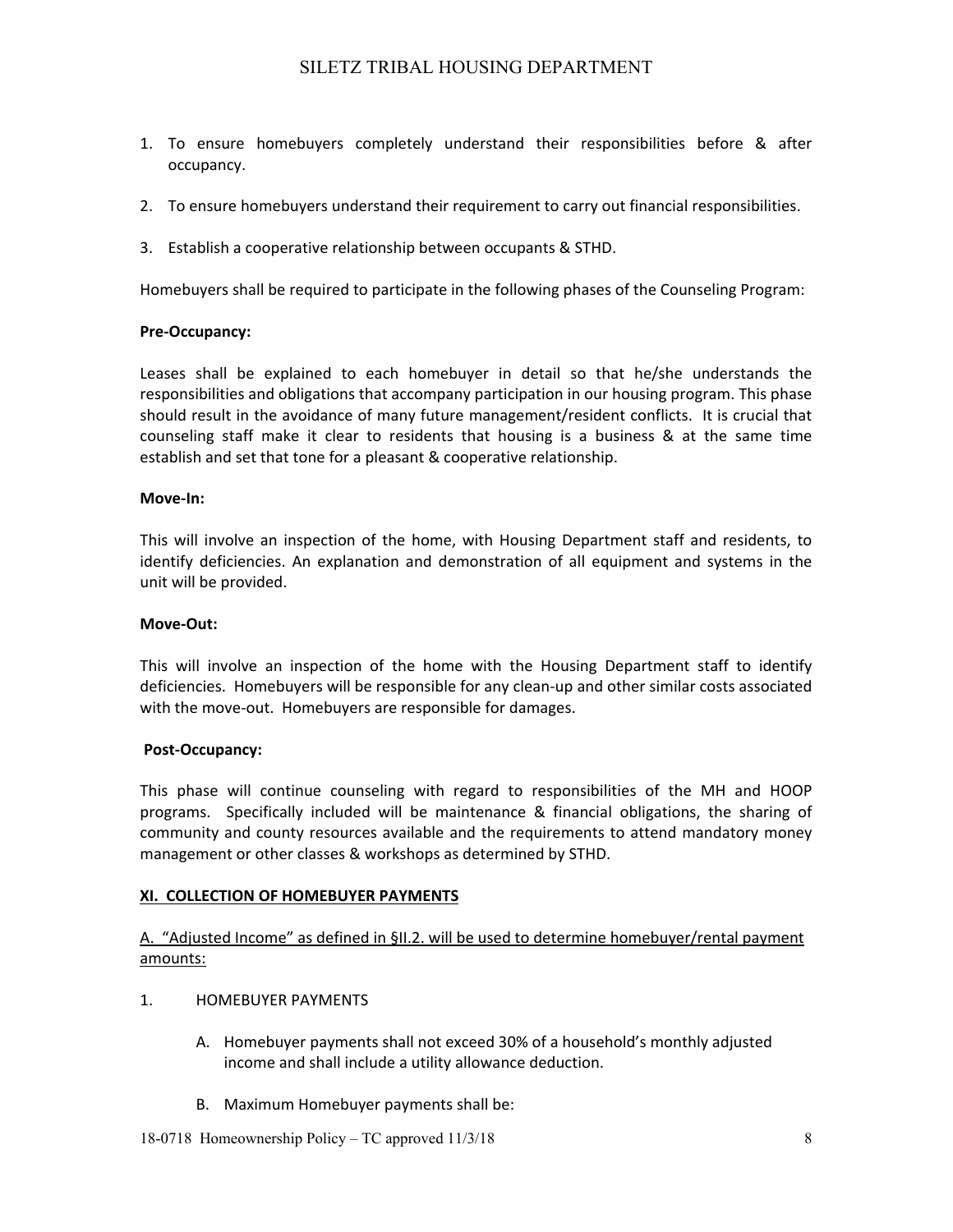1. To ensure homebuyers completely understand their responsibilities before & after occupancy.

2. To ensure homebuyers understand their requirement to carry out financial responsibilities.

3. Establish a cooperative relationship between occupants & STHD.

Homebuyers shall be required to participate in the following phases of the Counseling Program:

**Pre-Occupancy:**

Leases shall be explained to each homebuyer in detail so that he/she understands the responsibilities and obligations that accompany participation in our housing program. This phase should result in the avoidance of many future management/resident conflicts. It is crucial that counseling staff make it clear to residents that housing is a business & at the same time establish and set that tone for a pleasant & cooperative relationship.

**Move-In:**

This will involve an inspection of the home, with Housing Department staff and residents, to identify deficiencies. An explanation and demonstration of all equipment and systems in the unit will be provided.

**Move-Out:**

This will involve an inspection of the home with the Housing Department staff to identify deficiencies. Homebuyers will be responsible for any clean-up and other similar costs associated with the move-out. Homebuyers are responsible for damages.

**Post-Occupancy:**

This phase will continue counseling with regard to responsibilities of the MH and HOOP programs. Specifically included will be maintenance & financial obligations, the sharing of community and county resources available and the requirements to attend mandatory money management or other classes & workshops as determined by STHD.

## XI. COLLECTION OF HOMEBUYER PAYMENTS

A. "Adjusted Income" as defined in §II.2. will be used to determine homebuyer/rental payment amounts:

1. HOMEBUYER PAYMENTS

   A. Homebuyer payments shall not exceed 30% of a household's monthly adjusted income and shall include a utility allowance deduction.

   B. Maximum Homebuyer payments shall be: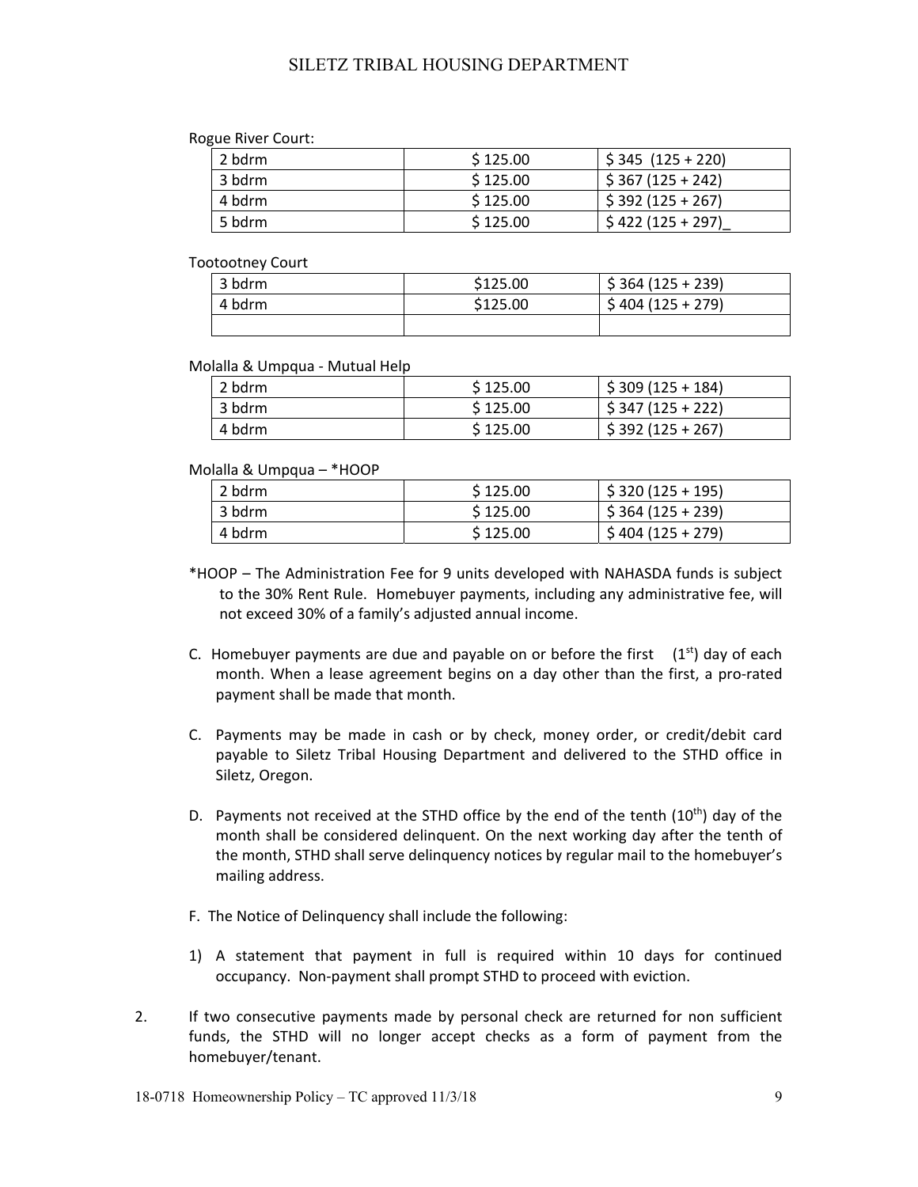Rogue River Court:

| | | |
|---|---|---|
| 2 bdrm | $ 125.00 | $ 345 (125 + 220) |
| 3 bdrm | $ 125.00 | $ 367 (125 + 242) |
| 4 bdrm | $ 125.00 | $ 392 (125 + 267) |
| 5 bdrm | $ 125.00 | $ 422 (125 + 297)_ |

Tootootney Court

| | | |
|---|---|---|
| 3 bdrm | $125.00 | $ 364 (125 + 239) |
| 4 bdrm | $125.00 | $ 404 (125 + 279) |
| | | |

Molalla & Umpqua - Mutual Help

| | | |
|---|---|---|
| 2 bdrm | $ 125.00 | $ 309 (125 + 184) |
| 3 bdrm | $ 125.00 | $ 347 (125 + 222) |
| 4 bdrm | $ 125.00 | $ 392 (125 + 267) |

Molalla & Umpqua – *HOOP

| | | |
|---|---|---|
| 2 bdrm | $ 125.00 | $ 320 (125 + 195) |
| 3 bdrm | $ 125.00 | $ 364 (125 + 239) |
| 4 bdrm | $ 125.00 | $ 404 (125 + 279) |

*HOOP – The Administration Fee for 9 units developed with NAHASDA funds is subject to the 30% Rent Rule. Homebuyer payments, including any administrative fee, will not exceed 30% of a family's adjusted annual income.

C. Homebuyer payments are due and payable on or before the first (1st) day of each month. When a lease agreement begins on a day other than the first, a pro-rated payment shall be made that month.

C. Payments may be made in cash or by check, money order, or credit/debit card payable to Siletz Tribal Housing Department and delivered to the STHD office in Siletz, Oregon.

D. Payments not received at the STHD office by the end of the tenth (10th) day of the month shall be considered delinquent. On the next working day after the tenth of the month, STHD shall serve delinquency notices by regular mail to the homebuyer's mailing address.

F. The Notice of Delinquency shall include the following:

1) A statement that payment in full is required within 10 days for continued occupancy. Non-payment shall prompt STHD to proceed with eviction.

2. If two consecutive payments made by personal check are returned for non sufficient funds, the STHD will no longer accept checks as a form of payment from the homebuyer/tenant.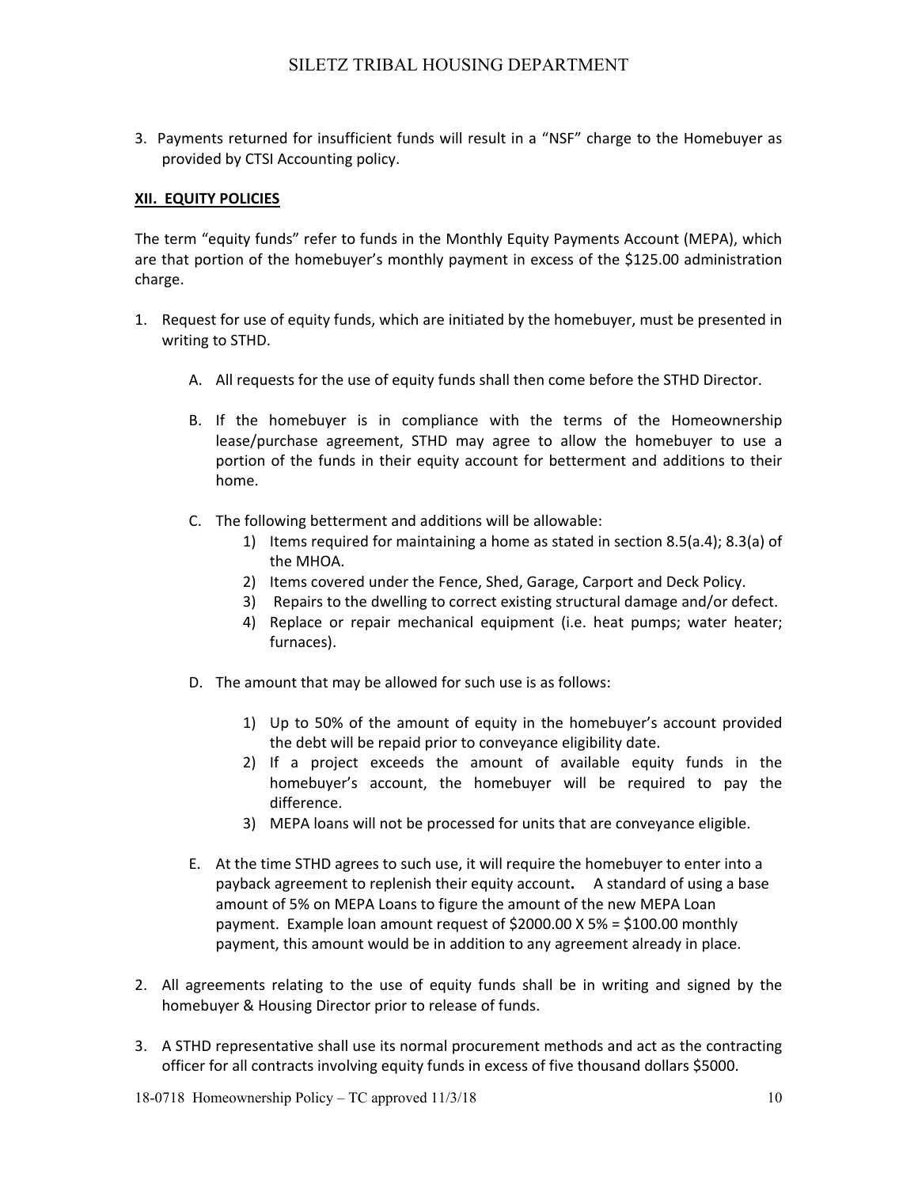3. Payments returned for insufficient funds will result in a "NSF" charge to the Homebuyer as provided by CTSI Accounting policy.

## XII. EQUITY POLICIES

The term "equity funds" refer to funds in the Monthly Equity Payments Account (MEPA), which are that portion of the homebuyer's monthly payment in excess of the $125.00 administration charge.

1. Request for use of equity funds, which are initiated by the homebuyer, must be presented in writing to STHD.

   A. All requests for the use of equity funds shall then come before the STHD Director.

   B. If the homebuyer is in compliance with the terms of the Homeownership lease/purchase agreement, STHD may agree to allow the homebuyer to use a portion of the funds in their equity account for betterment and additions to their home.

   C. The following betterment and additions will be allowable:
      1) Items required for maintaining a home as stated in section 8.5(a.4); 8.3(a) of the MHOA.
      2) Items covered under the Fence, Shed, Garage, Carport and Deck Policy.
      3) Repairs to the dwelling to correct existing structural damage and/or defect.
      4) Replace or repair mechanical equipment (i.e. heat pumps; water heater; furnaces).

   D. The amount that may be allowed for such use is as follows:

      1) Up to 50% of the amount of equity in the homebuyer's account provided the debt will be repaid prior to conveyance eligibility date.
      2) If a project exceeds the amount of available equity funds in the homebuyer's account, the homebuyer will be required to pay the difference.
      3) MEPA loans will not be processed for units that are conveyance eligible.

   E. At the time STHD agrees to such use, it will require the homebuyer to enter into a payback agreement to replenish their equity account**.** A standard of using a base amount of 5% on MEPA Loans to figure the amount of the new MEPA Loan payment. Example loan amount request of $2000.00 X 5% = $100.00 monthly payment, this amount would be in addition to any agreement already in place.

2. All agreements relating to the use of equity funds shall be in writing and signed by the homebuyer & Housing Director prior to release of funds.

3. A STHD representative shall use its normal procurement methods and act as the contracting officer for all contracts involving equity funds in excess of five thousand dollars $5000.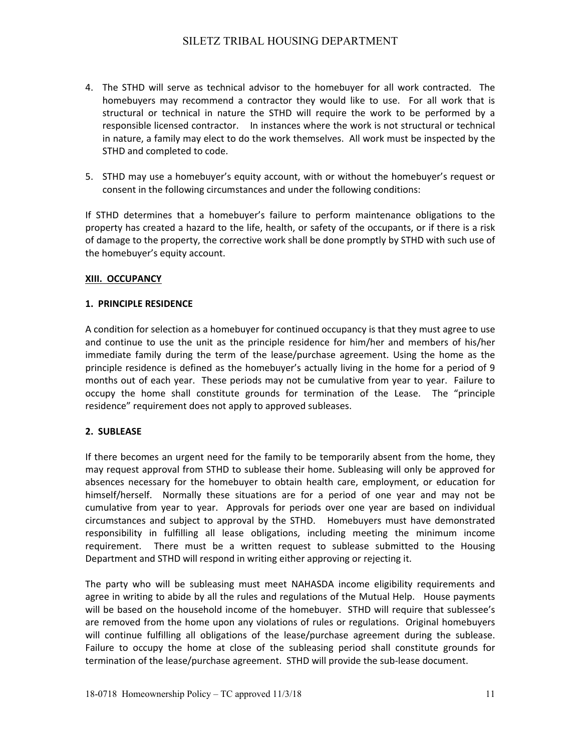4. The STHD will serve as technical advisor to the homebuyer for all work contracted. The homebuyers may recommend a contractor they would like to use. For all work that is structural or technical in nature the STHD will require the work to be performed by a responsible licensed contractor. In instances where the work is not structural or technical in nature, a family may elect to do the work themselves. All work must be inspected by the STHD and completed to code.

5. STHD may use a homebuyer's equity account, with or without the homebuyer's request or consent in the following circumstances and under the following conditions:

If STHD determines that a homebuyer's failure to perform maintenance obligations to the property has created a hazard to the life, health, or safety of the occupants, or if there is a risk of damage to the property, the corrective work shall be done promptly by STHD with such use of the homebuyer's equity account.

## XIII. OCCUPANCY

### 1. PRINCIPLE RESIDENCE

A condition for selection as a homebuyer for continued occupancy is that they must agree to use and continue to use the unit as the principle residence for him/her and members of his/her immediate family during the term of the lease/purchase agreement. Using the home as the principle residence is defined as the homebuyer's actually living in the home for a period of 9 months out of each year. These periods may not be cumulative from year to year. Failure to occupy the home shall constitute grounds for termination of the Lease. The "principle residence" requirement does not apply to approved subleases.

### 2. SUBLEASE

If there becomes an urgent need for the family to be temporarily absent from the home, they may request approval from STHD to sublease their home. Subleasing will only be approved for absences necessary for the homebuyer to obtain health care, employment, or education for himself/herself. Normally these situations are for a period of one year and may not be cumulative from year to year. Approvals for periods over one year are based on individual circumstances and subject to approval by the STHD. Homebuyers must have demonstrated responsibility in fulfilling all lease obligations, including meeting the minimum income requirement. There must be a written request to sublease submitted to the Housing Department and STHD will respond in writing either approving or rejecting it.

The party who will be subleasing must meet NAHASDA income eligibility requirements and agree in writing to abide by all the rules and regulations of the Mutual Help. House payments will be based on the household income of the homebuyer. STHD will require that sublessee's are removed from the home upon any violations of rules or regulations. Original homebuyers will continue fulfilling all obligations of the lease/purchase agreement during the sublease. Failure to occupy the home at close of the subleasing period shall constitute grounds for termination of the lease/purchase agreement. STHD will provide the sub-lease document.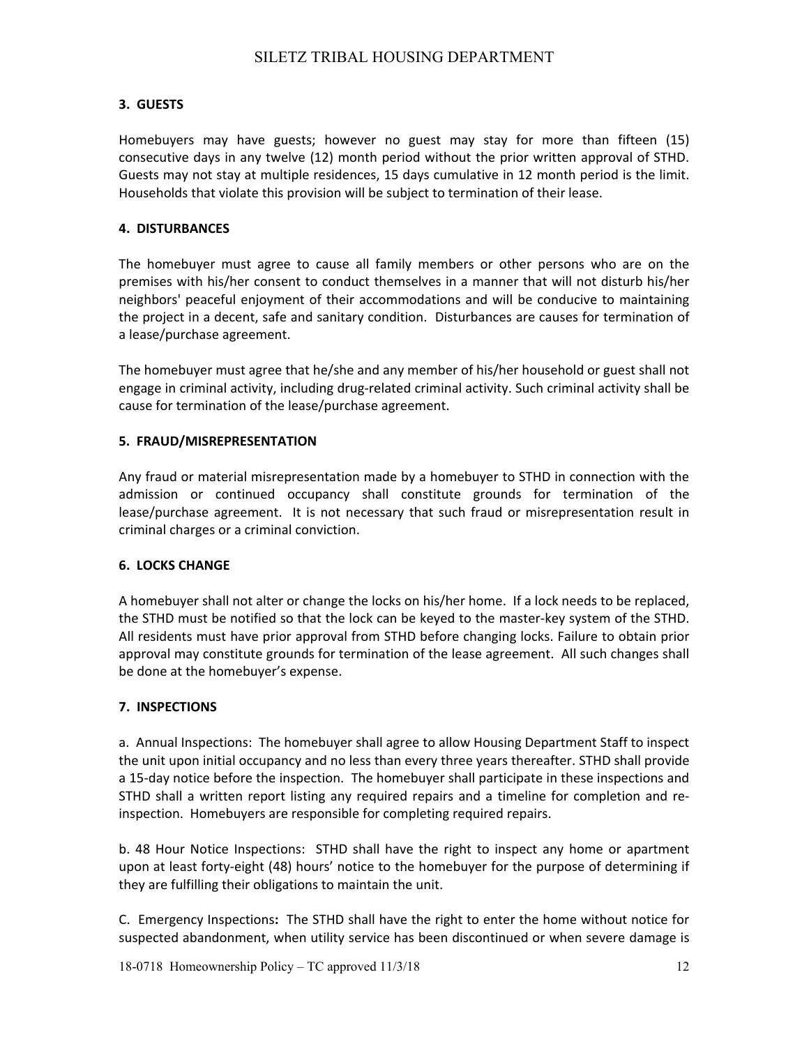### 3. GUESTS

Homebuyers may have guests; however no guest may stay for more than fifteen (15) consecutive days in any twelve (12) month period without the prior written approval of STHD. Guests may not stay at multiple residences, 15 days cumulative in 12 month period is the limit. Households that violate this provision will be subject to termination of their lease.

### 4. DISTURBANCES

The homebuyer must agree to cause all family members or other persons who are on the premises with his/her consent to conduct themselves in a manner that will not disturb his/her neighbors' peaceful enjoyment of their accommodations and will be conducive to maintaining the project in a decent, safe and sanitary condition. Disturbances are causes for termination of a lease/purchase agreement.

The homebuyer must agree that he/she and any member of his/her household or guest shall not engage in criminal activity, including drug-related criminal activity. Such criminal activity shall be cause for termination of the lease/purchase agreement.

### 5. FRAUD/MISREPRESENTATION

Any fraud or material misrepresentation made by a homebuyer to STHD in connection with the admission or continued occupancy shall constitute grounds for termination of the lease/purchase agreement. It is not necessary that such fraud or misrepresentation result in criminal charges or a criminal conviction.

### 6. LOCKS CHANGE

A homebuyer shall not alter or change the locks on his/her home. If a lock needs to be replaced, the STHD must be notified so that the lock can be keyed to the master-key system of the STHD. All residents must have prior approval from STHD before changing locks. Failure to obtain prior approval may constitute grounds for termination of the lease agreement. All such changes shall be done at the homebuyer's expense.

### 7. INSPECTIONS

a. Annual Inspections: The homebuyer shall agree to allow Housing Department Staff to inspect the unit upon initial occupancy and no less than every three years thereafter. STHD shall provide a 15-day notice before the inspection. The homebuyer shall participate in these inspections and STHD shall a written report listing any required repairs and a timeline for completion and re-inspection. Homebuyers are responsible for completing required repairs.

b. 48 Hour Notice Inspections: STHD shall have the right to inspect any home or apartment upon at least forty-eight (48) hours' notice to the homebuyer for the purpose of determining if they are fulfilling their obligations to maintain the unit.

C. Emergency Inspections**:** The STHD shall have the right to enter the home without notice for suspected abandonment, when utility service has been discontinued or when severe damage is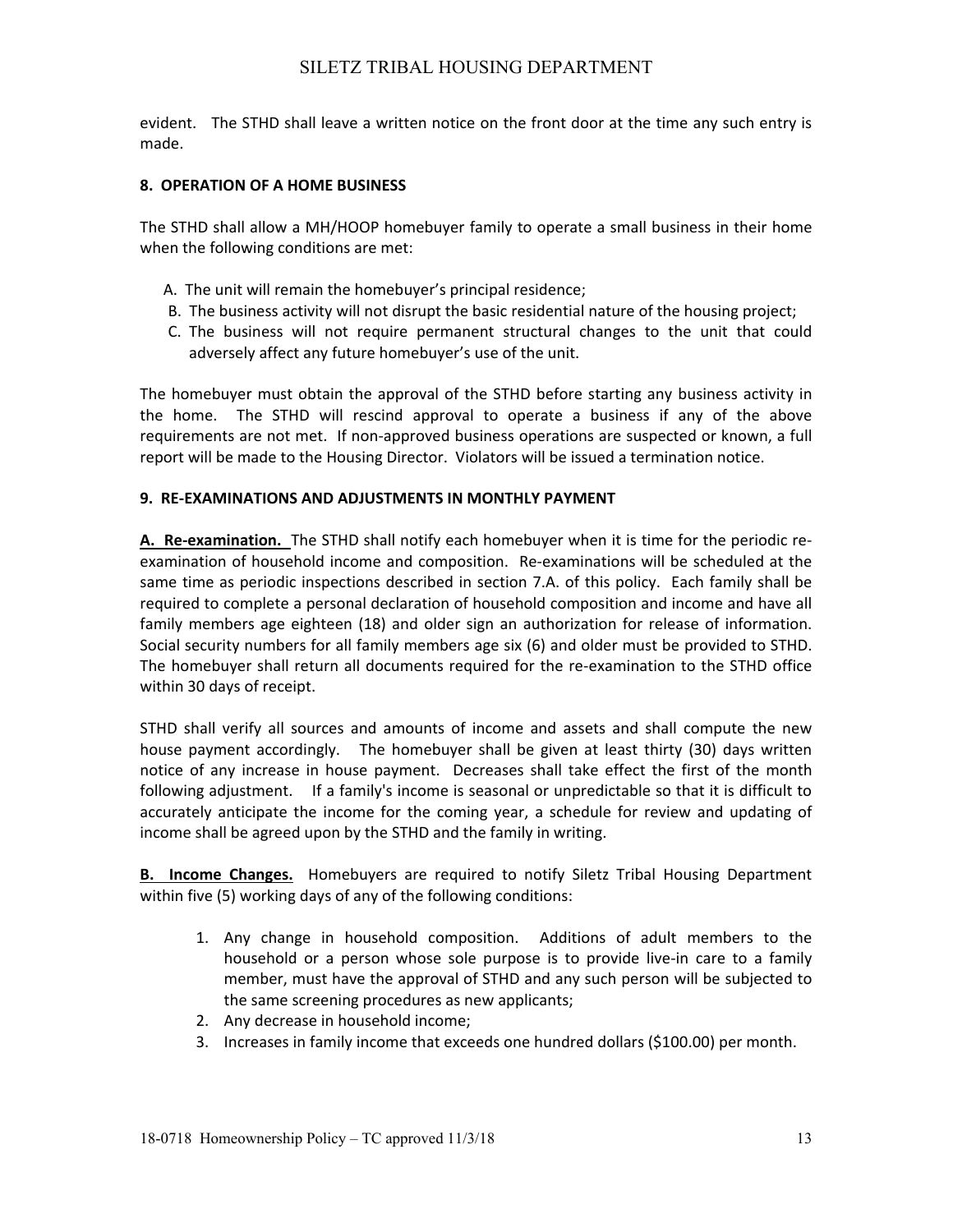evident. The STHD shall leave a written notice on the front door at the time any such entry is made.

## 8. OPERATION OF A HOME BUSINESS

The STHD shall allow a MH/HOOP homebuyer family to operate a small business in their home when the following conditions are met:

A. The unit will remain the homebuyer's principal residence;
B. The business activity will not disrupt the basic residential nature of the housing project;
C. The business will not require permanent structural changes to the unit that could adversely affect any future homebuyer's use of the unit.

The homebuyer must obtain the approval of the STHD before starting any business activity in the home. The STHD will rescind approval to operate a business if any of the above requirements are not met. If non-approved business operations are suspected or known, a full report will be made to the Housing Director. Violators will be issued a termination notice.

## 9. RE-EXAMINATIONS AND ADJUSTMENTS IN MONTHLY PAYMENT

**A. Re-examination.** The STHD shall notify each homebuyer when it is time for the periodic re-examination of household income and composition. Re-examinations will be scheduled at the same time as periodic inspections described in section 7.A. of this policy. Each family shall be required to complete a personal declaration of household composition and income and have all family members age eighteen (18) and older sign an authorization for release of information. Social security numbers for all family members age six (6) and older must be provided to STHD. The homebuyer shall return all documents required for the re-examination to the STHD office within 30 days of receipt.

STHD shall verify all sources and amounts of income and assets and shall compute the new house payment accordingly. The homebuyer shall be given at least thirty (30) days written notice of any increase in house payment. Decreases shall take effect the first of the month following adjustment. If a family's income is seasonal or unpredictable so that it is difficult to accurately anticipate the income for the coming year, a schedule for review and updating of income shall be agreed upon by the STHD and the family in writing.

**B. Income Changes.** Homebuyers are required to notify Siletz Tribal Housing Department within five (5) working days of any of the following conditions:

1. Any change in household composition. Additions of adult members to the household or a person whose sole purpose is to provide live-in care to a family member, must have the approval of STHD and any such person will be subjected to the same screening procedures as new applicants;
2. Any decrease in household income;
3. Increases in family income that exceeds one hundred dollars ($100.00) per month.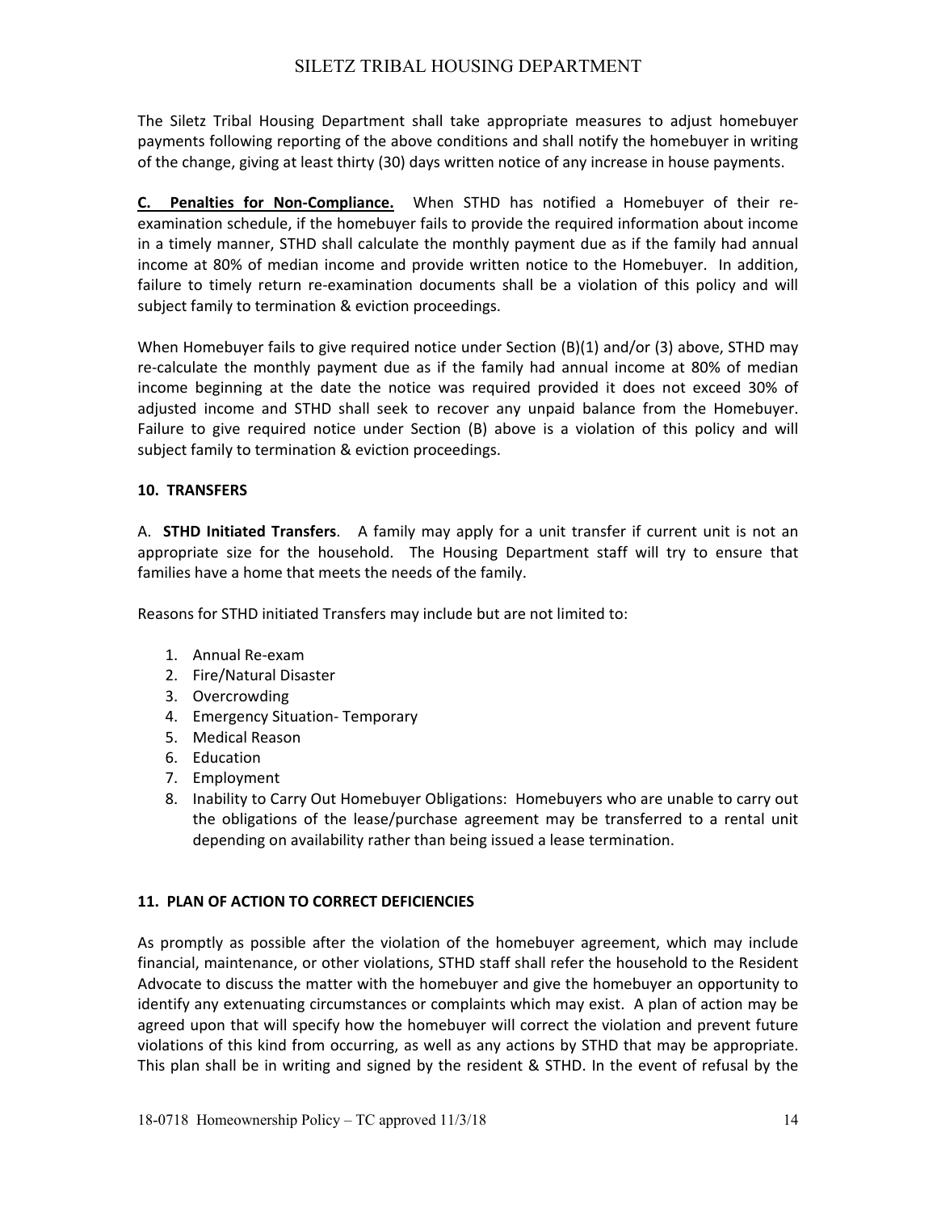The Siletz Tribal Housing Department shall take appropriate measures to adjust homebuyer payments following reporting of the above conditions and shall notify the homebuyer in writing of the change, giving at least thirty (30) days written notice of any increase in house payments.

**C. Penalties for Non-Compliance.** When STHD has notified a Homebuyer of their re-examination schedule, if the homebuyer fails to provide the required information about income in a timely manner, STHD shall calculate the monthly payment due as if the family had annual income at 80% of median income and provide written notice to the Homebuyer. In addition, failure to timely return re-examination documents shall be a violation of this policy and will subject family to termination & eviction proceedings.

When Homebuyer fails to give required notice under Section (B)(1) and/or (3) above, STHD may re-calculate the monthly payment due as if the family had annual income at 80% of median income beginning at the date the notice was required provided it does not exceed 30% of adjusted income and STHD shall seek to recover any unpaid balance from the Homebuyer. Failure to give required notice under Section (B) above is a violation of this policy and will subject family to termination & eviction proceedings.

## 10. TRANSFERS

A. **STHD Initiated Transfers**. A family may apply for a unit transfer if current unit is not an appropriate size for the household. The Housing Department staff will try to ensure that families have a home that meets the needs of the family.

Reasons for STHD initiated Transfers may include but are not limited to:

1. Annual Re-exam
2. Fire/Natural Disaster
3. Overcrowding
4. Emergency Situation- Temporary
5. Medical Reason
6. Education
7. Employment
8. Inability to Carry Out Homebuyer Obligations: Homebuyers who are unable to carry out the obligations of the lease/purchase agreement may be transferred to a rental unit depending on availability rather than being issued a lease termination.

## 11. PLAN OF ACTION TO CORRECT DEFICIENCIES

As promptly as possible after the violation of the homebuyer agreement, which may include financial, maintenance, or other violations, STHD staff shall refer the household to the Resident Advocate to discuss the matter with the homebuyer and give the homebuyer an opportunity to identify any extenuating circumstances or complaints which may exist. A plan of action may be agreed upon that will specify how the homebuyer will correct the violation and prevent future violations of this kind from occurring, as well as any actions by STHD that may be appropriate. This plan shall be in writing and signed by the resident & STHD. In the event of refusal by the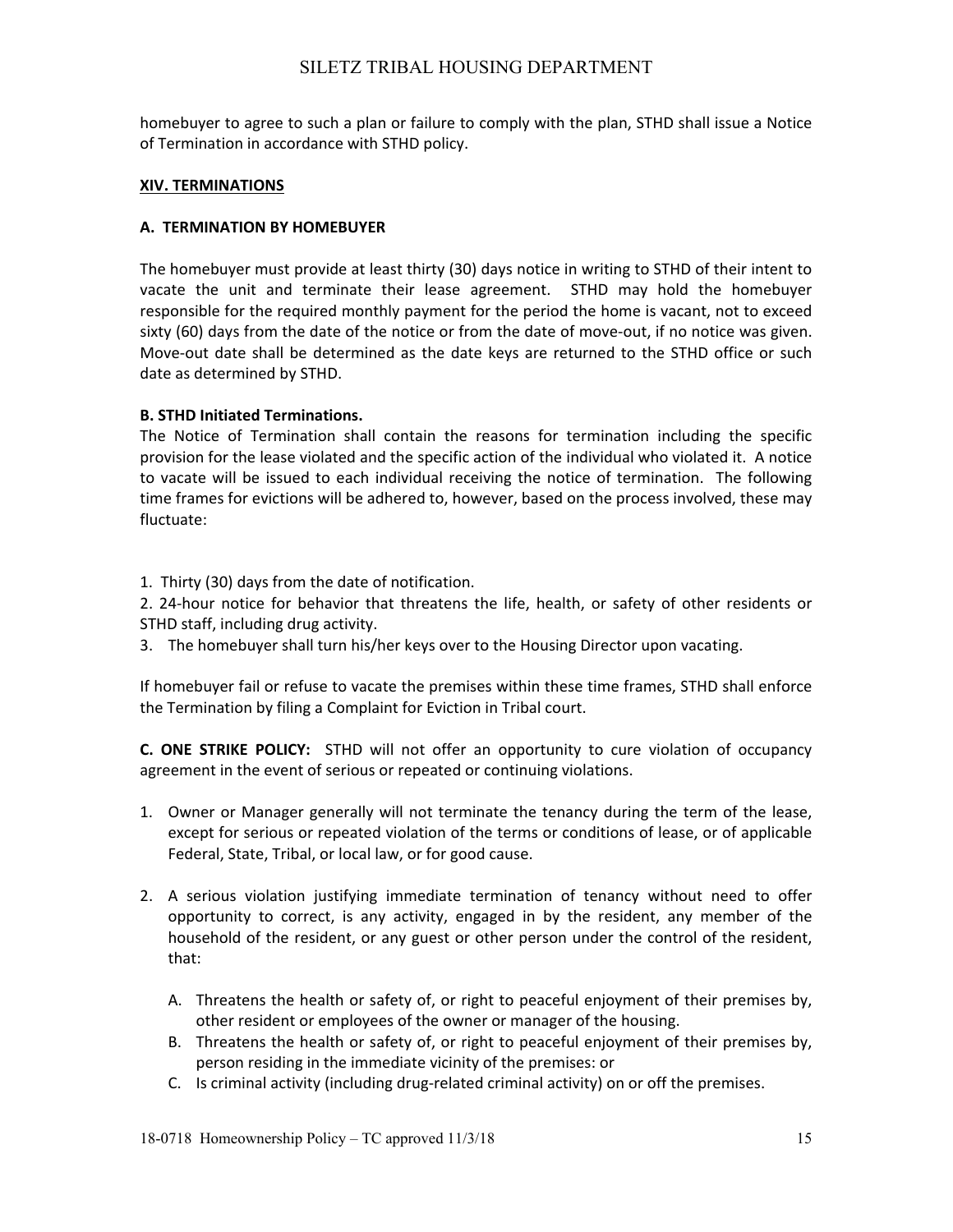homebuyer to agree to such a plan or failure to comply with the plan, STHD shall issue a Notice of Termination in accordance with STHD policy.

## XIV. TERMINATIONS

### A. TERMINATION BY HOMEBUYER

The homebuyer must provide at least thirty (30) days notice in writing to STHD of their intent to vacate the unit and terminate their lease agreement. STHD may hold the homebuyer responsible for the required monthly payment for the period the home is vacant, not to exceed sixty (60) days from the date of the notice or from the date of move-out, if no notice was given. Move-out date shall be determined as the date keys are returned to the STHD office or such date as determined by STHD.

### B. STHD Initiated Terminations.

The Notice of Termination shall contain the reasons for termination including the specific provision for the lease violated and the specific action of the individual who violated it. A notice to vacate will be issued to each individual receiving the notice of termination. The following time frames for evictions will be adhered to, however, based on the process involved, these may fluctuate:

1. Thirty (30) days from the date of notification.
2. 24-hour notice for behavior that threatens the life, health, or safety of other residents or STHD staff, including drug activity.
3. The homebuyer shall turn his/her keys over to the Housing Director upon vacating.

If homebuyer fail or refuse to vacate the premises within these time frames, STHD shall enforce the Termination by filing a Complaint for Eviction in Tribal court.

**C. ONE STRIKE POLICY:** STHD will not offer an opportunity to cure violation of occupancy agreement in the event of serious or repeated or continuing violations.

1. Owner or Manager generally will not terminate the tenancy during the term of the lease, except for serious or repeated violation of the terms or conditions of lease, or of applicable Federal, State, Tribal, or local law, or for good cause.

2. A serious violation justifying immediate termination of tenancy without need to offer opportunity to correct, is any activity, engaged in by the resident, any member of the household of the resident, or any guest or other person under the control of the resident, that:

   A. Threatens the health or safety of, or right to peaceful enjoyment of their premises by, other resident or employees of the owner or manager of the housing.
   B. Threatens the health or safety of, or right to peaceful enjoyment of their premises by, person residing in the immediate vicinity of the premises: or
   C. Is criminal activity (including drug-related criminal activity) on or off the premises.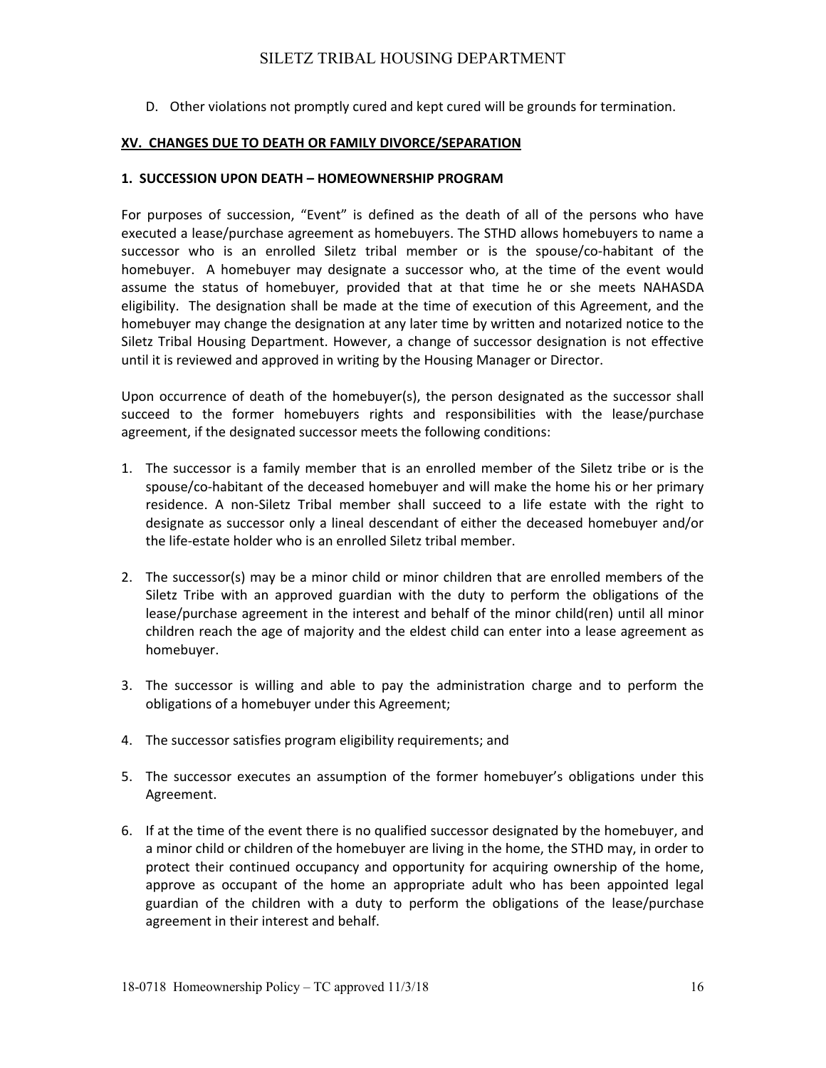D. Other violations not promptly cured and kept cured will be grounds for termination.

## XV. CHANGES DUE TO DEATH OR FAMILY DIVORCE/SEPARATION

### 1. SUCCESSION UPON DEATH – HOMEOWNERSHIP PROGRAM

For purposes of succession, "Event" is defined as the death of all of the persons who have executed a lease/purchase agreement as homebuyers. The STHD allows homebuyers to name a successor who is an enrolled Siletz tribal member or is the spouse/co-habitant of the homebuyer. A homebuyer may designate a successor who, at the time of the event would assume the status of homebuyer, provided that at that time he or she meets NAHASDA eligibility. The designation shall be made at the time of execution of this Agreement, and the homebuyer may change the designation at any later time by written and notarized notice to the Siletz Tribal Housing Department. However, a change of successor designation is not effective until it is reviewed and approved in writing by the Housing Manager or Director.

Upon occurrence of death of the homebuyer(s), the person designated as the successor shall succeed to the former homebuyers rights and responsibilities with the lease/purchase agreement, if the designated successor meets the following conditions:

1. The successor is a family member that is an enrolled member of the Siletz tribe or is the spouse/co-habitant of the deceased homebuyer and will make the home his or her primary residence. A non-Siletz Tribal member shall succeed to a life estate with the right to designate as successor only a lineal descendant of either the deceased homebuyer and/or the life-estate holder who is an enrolled Siletz tribal member.

2. The successor(s) may be a minor child or minor children that are enrolled members of the Siletz Tribe with an approved guardian with the duty to perform the obligations of the lease/purchase agreement in the interest and behalf of the minor child(ren) until all minor children reach the age of majority and the eldest child can enter into a lease agreement as homebuyer.

3. The successor is willing and able to pay the administration charge and to perform the obligations of a homebuyer under this Agreement;

4. The successor satisfies program eligibility requirements; and

5. The successor executes an assumption of the former homebuyer's obligations under this Agreement.

6. If at the time of the event there is no qualified successor designated by the homebuyer, and a minor child or children of the homebuyer are living in the home, the STHD may, in order to protect their continued occupancy and opportunity for acquiring ownership of the home, approve as occupant of the home an appropriate adult who has been appointed legal guardian of the children with a duty to perform the obligations of the lease/purchase agreement in their interest and behalf.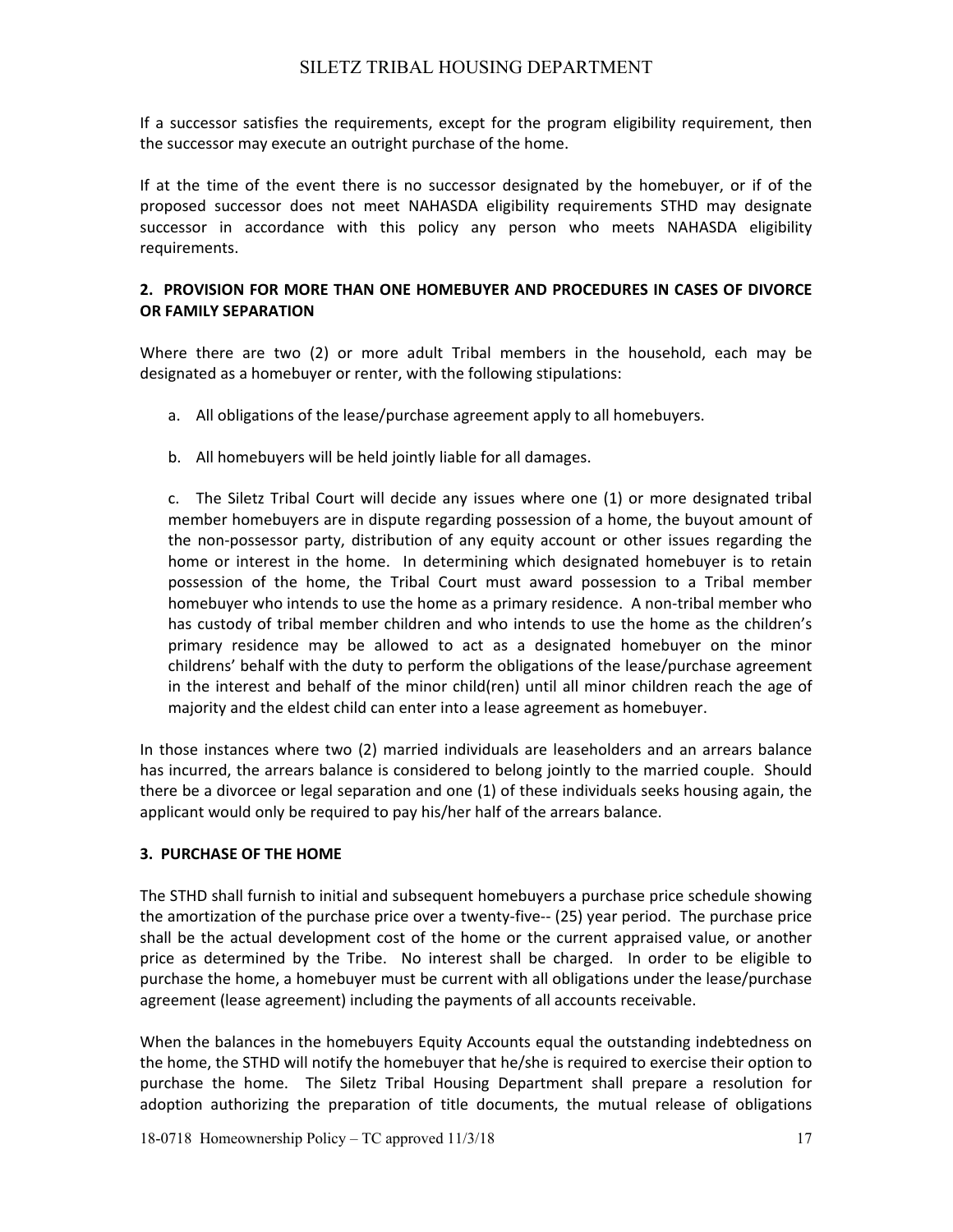If a successor satisfies the requirements, except for the program eligibility requirement, then the successor may execute an outright purchase of the home.

If at the time of the event there is no successor designated by the homebuyer, or if of the proposed successor does not meet NAHASDA eligibility requirements STHD may designate successor in accordance with this policy any person who meets NAHASDA eligibility requirements.

## 2. PROVISION FOR MORE THAN ONE HOMEBUYER AND PROCEDURES IN CASES OF DIVORCE OR FAMILY SEPARATION

Where there are two (2) or more adult Tribal members in the household, each may be designated as a homebuyer or renter, with the following stipulations:

a. All obligations of the lease/purchase agreement apply to all homebuyers.

b. All homebuyers will be held jointly liable for all damages.

c. The Siletz Tribal Court will decide any issues where one (1) or more designated tribal member homebuyers are in dispute regarding possession of a home, the buyout amount of the non-possessor party, distribution of any equity account or other issues regarding the home or interest in the home. In determining which designated homebuyer is to retain possession of the home, the Tribal Court must award possession to a Tribal member homebuyer who intends to use the home as a primary residence. A non-tribal member who has custody of tribal member children and who intends to use the home as the children's primary residence may be allowed to act as a designated homebuyer on the minor childrens' behalf with the duty to perform the obligations of the lease/purchase agreement in the interest and behalf of the minor child(ren) until all minor children reach the age of majority and the eldest child can enter into a lease agreement as homebuyer.

In those instances where two (2) married individuals are leaseholders and an arrears balance has incurred, the arrears balance is considered to belong jointly to the married couple. Should there be a divorcee or legal separation and one (1) of these individuals seeks housing again, the applicant would only be required to pay his/her half of the arrears balance.

## 3. PURCHASE OF THE HOME

The STHD shall furnish to initial and subsequent homebuyers a purchase price schedule showing the amortization of the purchase price over a twenty-five-- (25) year period. The purchase price shall be the actual development cost of the home or the current appraised value, or another price as determined by the Tribe. No interest shall be charged. In order to be eligible to purchase the home, a homebuyer must be current with all obligations under the lease/purchase agreement (lease agreement) including the payments of all accounts receivable.

When the balances in the homebuyers Equity Accounts equal the outstanding indebtedness on the home, the STHD will notify the homebuyer that he/she is required to exercise their option to purchase the home. The Siletz Tribal Housing Department shall prepare a resolution for adoption authorizing the preparation of title documents, the mutual release of obligations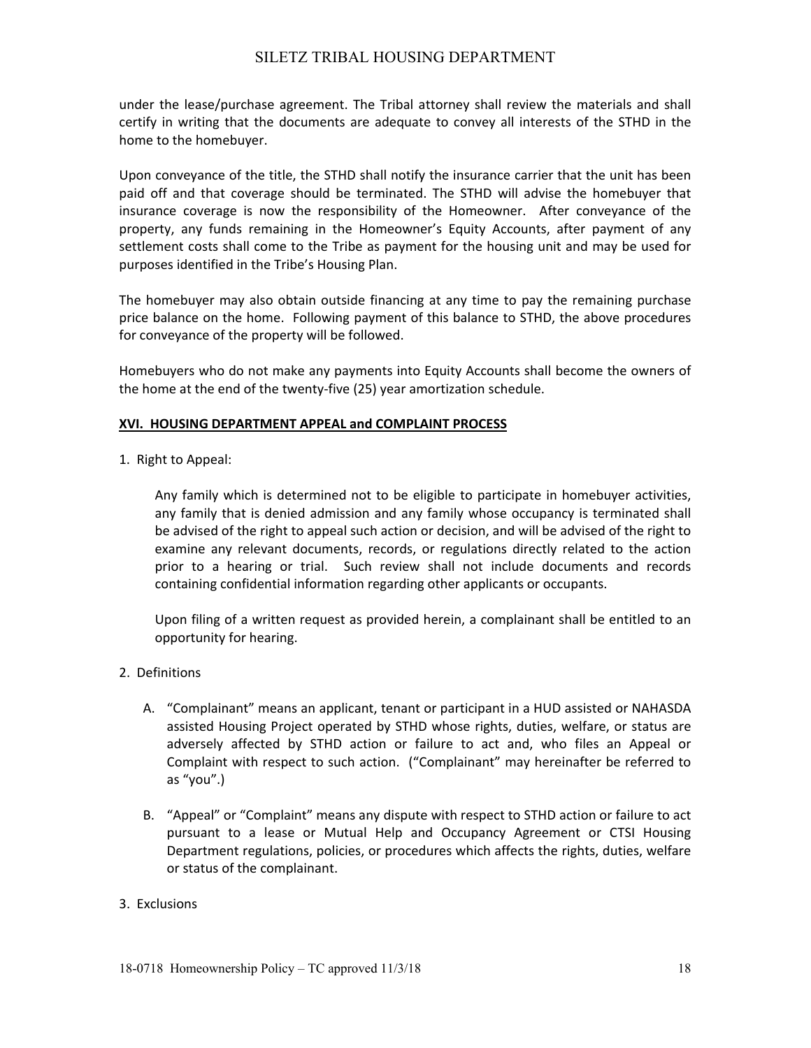under the lease/purchase agreement. The Tribal attorney shall review the materials and shall certify in writing that the documents are adequate to convey all interests of the STHD in the home to the homebuyer.

Upon conveyance of the title, the STHD shall notify the insurance carrier that the unit has been paid off and that coverage should be terminated. The STHD will advise the homebuyer that insurance coverage is now the responsibility of the Homeowner. After conveyance of the property, any funds remaining in the Homeowner's Equity Accounts, after payment of any settlement costs shall come to the Tribe as payment for the housing unit and may be used for purposes identified in the Tribe's Housing Plan.

The homebuyer may also obtain outside financing at any time to pay the remaining purchase price balance on the home. Following payment of this balance to STHD, the above procedures for conveyance of the property will be followed.

Homebuyers who do not make any payments into Equity Accounts shall become the owners of the home at the end of the twenty-five (25) year amortization schedule.

## XVI. HOUSING DEPARTMENT APPEAL and COMPLAINT PROCESS

1. Right to Appeal:

   Any family which is determined not to be eligible to participate in homebuyer activities, any family that is denied admission and any family whose occupancy is terminated shall be advised of the right to appeal such action or decision, and will be advised of the right to examine any relevant documents, records, or regulations directly related to the action prior to a hearing or trial. Such review shall not include documents and records containing confidential information regarding other applicants or occupants.

   Upon filing of a written request as provided herein, a complainant shall be entitled to an opportunity for hearing.

2. Definitions

   A. "Complainant" means an applicant, tenant or participant in a HUD assisted or NAHASDA assisted Housing Project operated by STHD whose rights, duties, welfare, or status are adversely affected by STHD action or failure to act and, who files an Appeal or Complaint with respect to such action. ("Complainant" may hereinafter be referred to as "you".)

   B. "Appeal" or "Complaint" means any dispute with respect to STHD action or failure to act pursuant to a lease or Mutual Help and Occupancy Agreement or CTSI Housing Department regulations, policies, or procedures which affects the rights, duties, welfare or status of the complainant.

3. Exclusions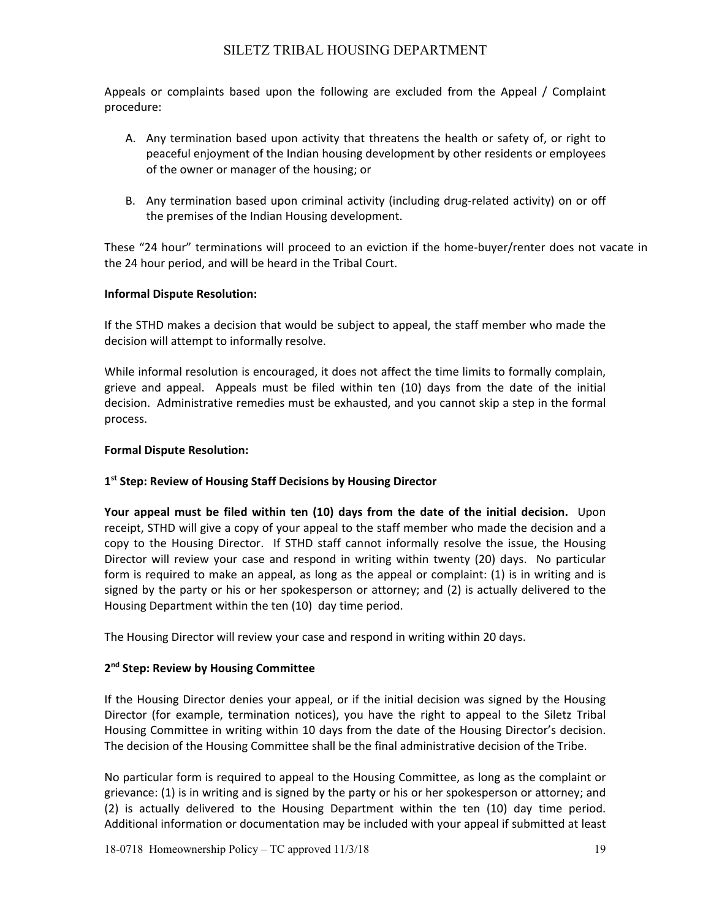Appeals or complaints based upon the following are excluded from the Appeal / Complaint procedure:

A. Any termination based upon activity that threatens the health or safety of, or right to peaceful enjoyment of the Indian housing development by other residents or employees of the owner or manager of the housing; or

B. Any termination based upon criminal activity (including drug-related activity) on or off the premises of the Indian Housing development.

These "24 hour" terminations will proceed to an eviction if the home-buyer/renter does not vacate in the 24 hour period, and will be heard in the Tribal Court.

**Informal Dispute Resolution:**

If the STHD makes a decision that would be subject to appeal, the staff member who made the decision will attempt to informally resolve.

While informal resolution is encouraged, it does not affect the time limits to formally complain, grieve and appeal. Appeals must be filed within ten (10) days from the date of the initial decision. Administrative remedies must be exhausted, and you cannot skip a step in the formal process.

**Formal Dispute Resolution:**

**1st Step: Review of Housing Staff Decisions by Housing Director**

**Your appeal must be filed within ten (10) days from the date of the initial decision.** Upon receipt, STHD will give a copy of your appeal to the staff member who made the decision and a copy to the Housing Director. If STHD staff cannot informally resolve the issue, the Housing Director will review your case and respond in writing within twenty (20) days. No particular form is required to make an appeal, as long as the appeal or complaint: (1) is in writing and is signed by the party or his or her spokesperson or attorney; and (2) is actually delivered to the Housing Department within the ten (10) day time period.

The Housing Director will review your case and respond in writing within 20 days.

**2nd Step: Review by Housing Committee**

If the Housing Director denies your appeal, or if the initial decision was signed by the Housing Director (for example, termination notices), you have the right to appeal to the Siletz Tribal Housing Committee in writing within 10 days from the date of the Housing Director's decision. The decision of the Housing Committee shall be the final administrative decision of the Tribe.

No particular form is required to appeal to the Housing Committee, as long as the complaint or grievance: (1) is in writing and is signed by the party or his or her spokesperson or attorney; and (2) is actually delivered to the Housing Department within the ten (10) day time period. Additional information or documentation may be included with your appeal if submitted at least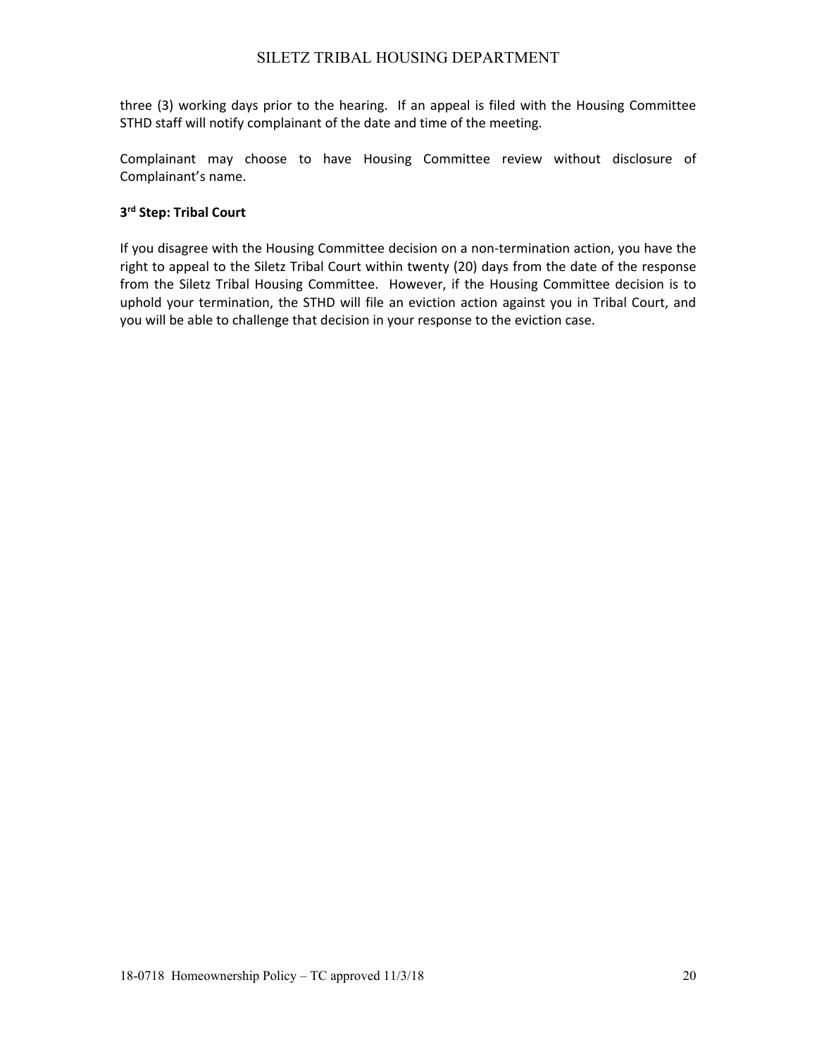three (3) working days prior to the hearing. If an appeal is filed with the Housing Committee STHD staff will notify complainant of the date and time of the meeting.

Complainant may choose to have Housing Committee review without disclosure of Complainant's name.

**3rd Step: Tribal Court**

If you disagree with the Housing Committee decision on a non-termination action, you have the right to appeal to the Siletz Tribal Court within twenty (20) days from the date of the response from the Siletz Tribal Housing Committee. However, if the Housing Committee decision is to uphold your termination, the STHD will file an eviction action against you in Tribal Court, and you will be able to challenge that decision in your response to the eviction case.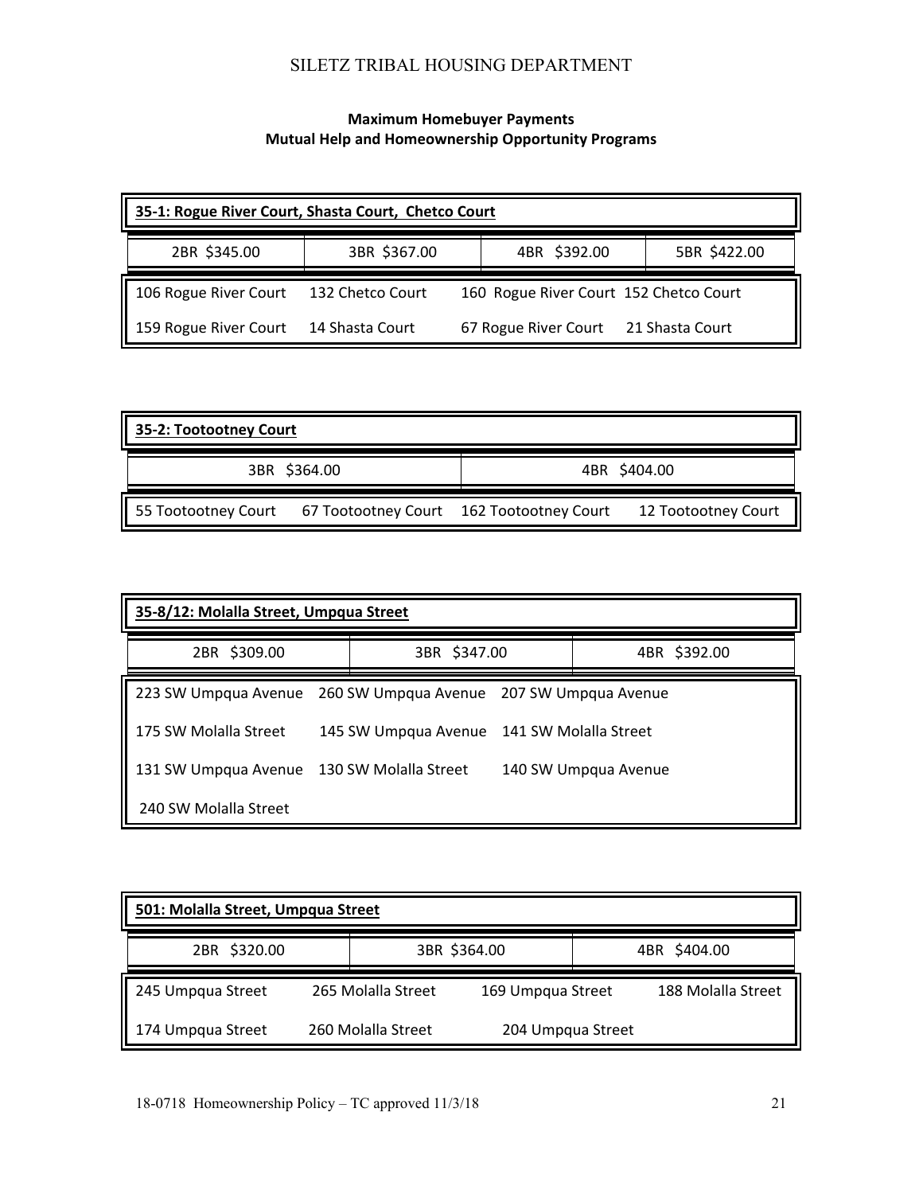SILETZ TRIBAL HOUSING DEPARTMENT

**Maximum Homebuyer Payments**
**Mutual Help and Homeownership Opportunity Programs**

| **35-1: Rogue River Court, Shasta Court, Chetco Court** | | | |
|---|---|---|---|
| 2BR $345.00 | 3BR $367.00 | 4BR $392.00 | 5BR $422.00 |
| 106 Rogue River Court | 132 Chetco Court | 160 Rogue River Court | 152 Chetco Court |
| 159 Rogue River Court | 14 Shasta Court | 67 Rogue River Court | 21 Shasta Court |

| **35-2: Tootootney Court** | | | |
|---|---|---|---|
| 3BR $364.00 | | 4BR $404.00 | |
| 55 Tootootney Court | 67 Tootootney Court | 162 Tootootney Court | 12 Tootootney Court |

| **35-8/12: Molalla Street, Umpqua Street** | | |
|---|---|---|
| 2BR $309.00 | 3BR $347.00 | 4BR $392.00 |
| 223 SW Umpqua Avenue | 260 SW Umpqua Avenue | 207 SW Umpqua Avenue |
| 175 SW Molalla Street | 145 SW Umpqua Avenue | 141 SW Molalla Street |
| 131 SW Umpqua Avenue | 130 SW Molalla Street | 140 SW Umpqua Avenue |
| 240 SW Molalla Street | | |

| **501: Molalla Street, Umpqua Street** | | | |
|---|---|---|---|
| 2BR $320.00 | 3BR $364.00 | | 4BR $404.00 |
| 245 Umpqua Street | 265 Molalla Street | 169 Umpqua Street | 188 Molalla Street |
| 174 Umpqua Street | 260 Molalla Street | 204 Umpqua Street | |

18-0718 Homeownership Policy – TC approved 11/3/18